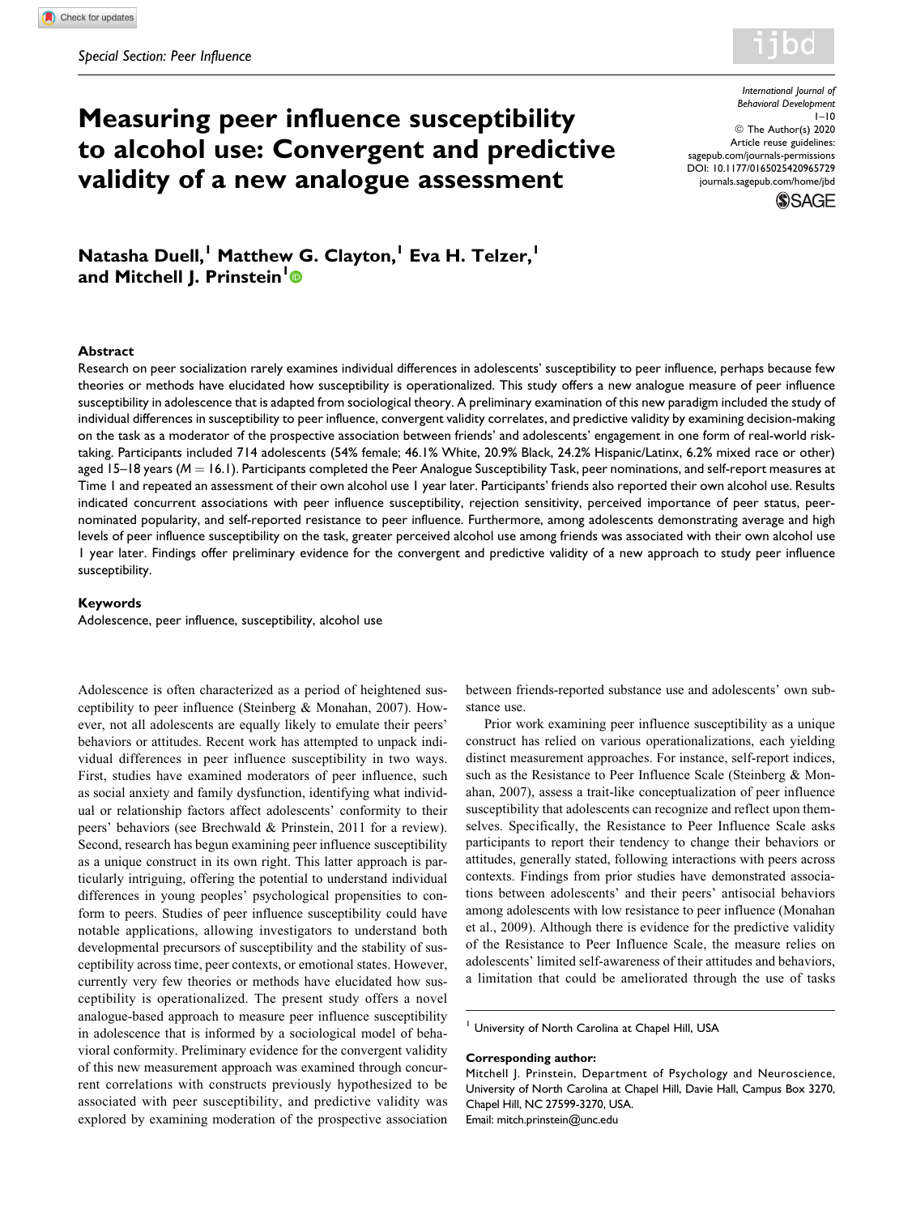*Special Section: Peer Influence*

# Measuring peer influence susceptibility to alcohol use: Convergent and predictive validity of a new analogue assessment

International Journal of Behavioral Development
1–10
© The Author(s) 2020
Article reuse guidelines: sagepub.com/journals-permissions
DOI: 10.1177/0165025420965729
journals.sagepub.com/home/jbd

**Natasha Duell,[1] Matthew G. Clayton,[1] Eva H. Telzer,[1] and Mitchell J. Prinstein[1]**

### Abstract

Research on peer socialization rarely examines individual differences in adolescents' susceptibility to peer influence, perhaps because few theories or methods have elucidated how susceptibility is operationalized. This study offers a new analogue measure of peer influence susceptibility in adolescence that is adapted from sociological theory. A preliminary examination of this new paradigm included the study of individual differences in susceptibility to peer influence, convergent validity correlates, and predictive validity by examining decision-making on the task as a moderator of the prospective association between friends' and adolescents' engagement in one form of real-world risk-taking. Participants included 714 adolescents (54% female; 46.1% White, 20.9% Black, 24.2% Hispanic/Latinx, 6.2% mixed race or other) aged 15–18 years ($M = 16.1$). Participants completed the Peer Analogue Susceptibility Task, peer nominations, and self-report measures at Time 1 and repeated an assessment of their own alcohol use 1 year later. Participants' friends also reported their own alcohol use. Results indicated concurrent associations with peer influence susceptibility, rejection sensitivity, perceived importance of peer status, peer-nominated popularity, and self-reported resistance to peer influence. Furthermore, among adolescents demonstrating average and high levels of peer influence susceptibility on the task, greater perceived alcohol use among friends was associated with their own alcohol use 1 year later. Findings offer preliminary evidence for the convergent and predictive validity of a new approach to study peer influence susceptibility.

### Keywords

Adolescence, peer influence, susceptibility, alcohol use

Adolescence is often characterized as a period of heightened susceptibility to peer influence (Steinberg & Monahan, 2007). However, not all adolescents are equally likely to emulate their peers' behaviors or attitudes. Recent work has attempted to unpack individual differences in peer influence susceptibility in two ways. First, studies have examined moderators of peer influence, such as social anxiety and family dysfunction, identifying what individual or relationship factors affect adolescents' conformity to their peers' behaviors (see Brechwald & Prinstein, 2011 for a review). Second, research has begun examining peer influence susceptibility as a unique construct in its own right. This latter approach is particularly intriguing, offering the potential to understand individual differences in young peoples' psychological propensities to conform to peers. Studies of peer influence susceptibility could have notable applications, allowing investigators to understand both developmental precursors of susceptibility and the stability of susceptibility across time, peer contexts, or emotional states. However, currently very few theories or methods have elucidated how susceptibility is operationalized. The present study offers a novel analogue-based approach to measure peer influence susceptibility in adolescence that is informed by a sociological model of behavioral conformity. Preliminary evidence for the convergent validity of this new measurement approach was examined through concurrent correlations with constructs previously hypothesized to be associated with peer susceptibility, and predictive validity was explored by examining moderation of the prospective association between friends-reported substance use and adolescents' own substance use.

Prior work examining peer influence susceptibility as a unique construct has relied on various operationalizations, each yielding distinct measurement approaches. For instance, self-report indices, such as the Resistance to Peer Influence Scale (Steinberg & Monahan, 2007), assess a trait-like conceptualization of peer influence susceptibility that adolescents can recognize and reflect upon themselves. Specifically, the Resistance to Peer Influence Scale asks participants to report their tendency to change their behaviors or attitudes, generally stated, following interactions with peers across contexts. Findings from prior studies have demonstrated associations between adolescents' and their peers' antisocial behaviors among adolescents with low resistance to peer influence (Monahan et al., 2009). Although there is evidence for the predictive validity of the Resistance to Peer Influence Scale, the measure relies on adolescents' limited self-awareness of their attitudes and behaviors, a limitation that could be ameliorated through the use of tasks

[1] University of North Carolina at Chapel Hill, USA

**Corresponding author:**
Mitchell J. Prinstein, Department of Psychology and Neuroscience, University of North Carolina at Chapel Hill, Davie Hall, Campus Box 3270, Chapel Hill, NC 27599-3270, USA.
Email: mitch.prinstein@unc.edu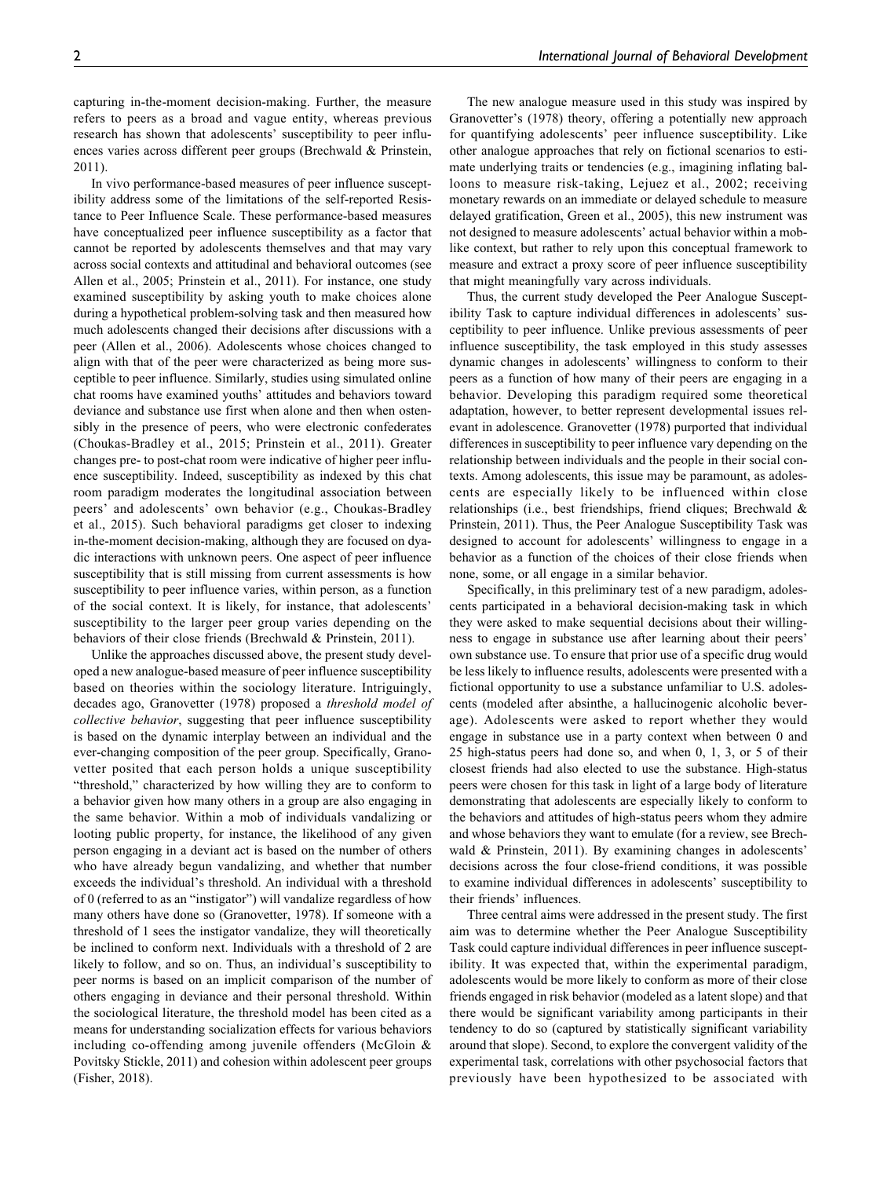capturing in-the-moment decision-making. Further, the measure refers to peers as a broad and vague entity, whereas previous research has shown that adolescents' susceptibility to peer influences varies across different peer groups (Brechwald & Prinstein, 2011).

In vivo performance-based measures of peer influence susceptibility address some of the limitations of the self-reported Resistance to Peer Influence Scale. These performance-based measures have conceptualized peer influence susceptibility as a factor that cannot be reported by adolescents themselves and that may vary across social contexts and attitudinal and behavioral outcomes (see Allen et al., 2005; Prinstein et al., 2011). For instance, one study examined susceptibility by asking youth to make choices alone during a hypothetical problem-solving task and then measured how much adolescents changed their decisions after discussions with a peer (Allen et al., 2006). Adolescents whose choices changed to align with that of the peer were characterized as being more susceptible to peer influence. Similarly, studies using simulated online chat rooms have examined youths' attitudes and behaviors toward deviance and substance use first when alone and then when ostensibly in the presence of peers, who were electronic confederates (Choukas-Bradley et al., 2015; Prinstein et al., 2011). Greater changes pre- to post-chat room were indicative of higher peer influence susceptibility. Indeed, susceptibility as indexed by this chat room paradigm moderates the longitudinal association between peers' and adolescents' own behavior (e.g., Choukas-Bradley et al., 2015). Such behavioral paradigms get closer to indexing in-the-moment decision-making, although they are focused on dyadic interactions with unknown peers. One aspect of peer influence susceptibility that is still missing from current assessments is how susceptibility to peer influence varies, within person, as a function of the social context. It is likely, for instance, that adolescents' susceptibility to the larger peer group varies depending on the behaviors of their close friends (Brechwald & Prinstein, 2011).

Unlike the approaches discussed above, the present study developed a new analogue-based measure of peer influence susceptibility based on theories within the sociology literature. Intriguingly, decades ago, Granovetter (1978) proposed a *threshold model of collective behavior*, suggesting that peer influence susceptibility is based on the dynamic interplay between an individual and the ever-changing composition of the peer group. Specifically, Granovetter posited that each person holds a unique susceptibility "threshold," characterized by how willing they are to conform to a behavior given how many others in a group are also engaging in the same behavior. Within a mob of individuals vandalizing or looting public property, for instance, the likelihood of any given person engaging in a deviant act is based on the number of others who have already begun vandalizing, and whether that number exceeds the individual's threshold. An individual with a threshold of 0 (referred to as an "instigator") will vandalize regardless of how many others have done so (Granovetter, 1978). If someone with a threshold of 1 sees the instigator vandalize, they will theoretically be inclined to conform next. Individuals with a threshold of 2 are likely to follow, and so on. Thus, an individual's susceptibility to peer norms is based on an implicit comparison of the number of others engaging in deviance and their personal threshold. Within the sociological literature, the threshold model has been cited as a means for understanding socialization effects for various behaviors including co-offending among juvenile offenders (McGloin & Povitsky Stickle, 2011) and cohesion within adolescent peer groups (Fisher, 2018).

The new analogue measure used in this study was inspired by Granovetter's (1978) theory, offering a potentially new approach for quantifying adolescents' peer influence susceptibility. Like other analogue approaches that rely on fictional scenarios to estimate underlying traits or tendencies (e.g., imagining inflating balloons to measure risk-taking, Lejuez et al., 2002; receiving monetary rewards on an immediate or delayed schedule to measure delayed gratification, Green et al., 2005), this new instrument was not designed to measure adolescents' actual behavior within a mob-like context, but rather to rely upon this conceptual framework to measure and extract a proxy score of peer influence susceptibility that might meaningfully vary across individuals.

Thus, the current study developed the Peer Analogue Susceptibility Task to capture individual differences in adolescents' susceptibility to peer influence. Unlike previous assessments of peer influence susceptibility, the task employed in this study assesses dynamic changes in adolescents' willingness to conform to their peers as a function of how many of their peers are engaging in a behavior. Developing this paradigm required some theoretical adaptation, however, to better represent developmental issues relevant in adolescence. Granovetter (1978) purported that individual differences in susceptibility to peer influence vary depending on the relationship between individuals and the people in their social contexts. Among adolescents, this issue may be paramount, as adolescents are especially likely to be influenced within close relationships (i.e., best friendships, friend cliques; Brechwald & Prinstein, 2011). Thus, the Peer Analogue Susceptibility Task was designed to account for adolescents' willingness to engage in a behavior as a function of the choices of their close friends when none, some, or all engage in a similar behavior.

Specifically, in this preliminary test of a new paradigm, adolescents participated in a behavioral decision-making task in which they were asked to make sequential decisions about their willingness to engage in substance use after learning about their peers' own substance use. To ensure that prior use of a specific drug would be less likely to influence results, adolescents were presented with a fictional opportunity to use a substance unfamiliar to U.S. adolescents (modeled after absinthe, a hallucinogenic alcoholic beverage). Adolescents were asked to report whether they would engage in substance use in a party context when between 0 and 25 high-status peers had done so, and when 0, 1, 3, or 5 of their closest friends had also elected to use the substance. High-status peers were chosen for this task in light of a large body of literature demonstrating that adolescents are especially likely to conform to the behaviors and attitudes of high-status peers whom they admire and whose behaviors they want to emulate (for a review, see Brechwald & Prinstein, 2011). By examining changes in adolescents' decisions across the four close-friend conditions, it was possible to examine individual differences in adolescents' susceptibility to their friends' influences.

Three central aims were addressed in the present study. The first aim was to determine whether the Peer Analogue Susceptibility Task could capture individual differences in peer influence susceptibility. It was expected that, within the experimental paradigm, adolescents would be more likely to conform as more of their close friends engaged in risk behavior (modeled as a latent slope) and that there would be significant variability among participants in their tendency to do so (captured by statistically significant variability around that slope). Second, to explore the convergent validity of the experimental task, correlations with other psychosocial factors that previously have been hypothesized to be associated with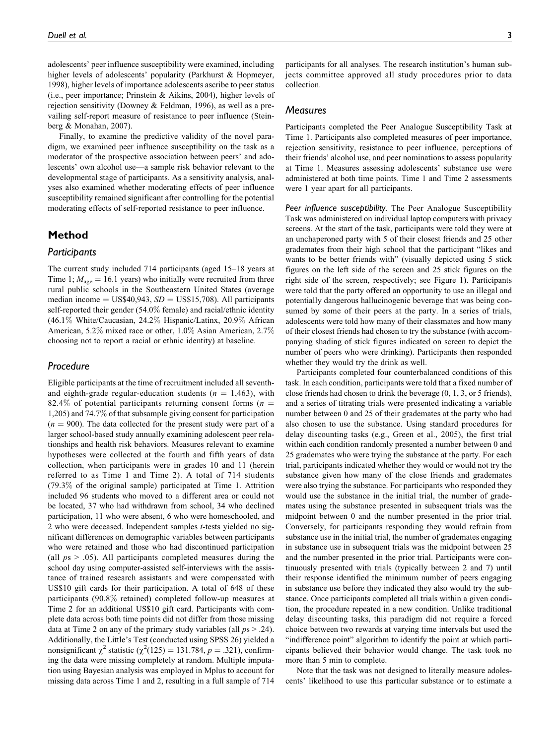adolescents' peer influence susceptibility were examined, including higher levels of adolescents' popularity (Parkhurst & Hopmeyer, 1998), higher levels of importance adolescents ascribe to peer status (i.e., peer importance; Prinstein & Aikins, 2004), higher levels of rejection sensitivity (Downey & Feldman, 1996), as well as a prevailing self-report measure of resistance to peer influence (Steinberg & Monahan, 2007).

Finally, to examine the predictive validity of the novel paradigm, we examined peer influence susceptibility on the task as a moderator of the prospective association between peers' and adolescents' own alcohol use—a sample risk behavior relevant to the developmental stage of participants. As a sensitivity analysis, analyses also examined whether moderating effects of peer influence susceptibility remained significant after controlling for the potential moderating effects of self-reported resistance to peer influence.

## Method

### Participants

The current study included 714 participants (aged 15–18 years at Time 1; $M_{age} = 16.1$ years) who initially were recruited from three rural public schools in the Southeastern United States (average median income = US$40,943, $SD$ = US$15,708). All participants self-reported their gender (54.0% female) and racial/ethnic identity (46.1% White/Caucasian, 24.2% Hispanic/Latinx, 20.9% African American, 5.2% mixed race or other, 1.0% Asian American, 2.7% choosing not to report a racial or ethnic identity) at baseline.

### Procedure

Eligible participants at the time of recruitment included all seventh- and eighth-grade regular-education students ($n$ = 1,463), with 82.4% of potential participants returning consent forms ($n$ = 1,205) and 74.7% of that subsample giving consent for participation ($n$ = 900). The data collected for the present study were part of a larger school-based study annually examining adolescent peer relationships and health risk behaviors. Measures relevant to examine hypotheses were collected at the fourth and fifth years of data collection, when participants were in grades 10 and 11 (herein referred to as Time 1 and Time 2). A total of 714 students (79.3% of the original sample) participated at Time 1. Attrition included 96 students who moved to a different area or could not be located, 37 who had withdrawn from school, 34 who declined participation, 11 who were absent, 6 who were homeschooled, and 2 who were deceased. Independent samples $t$-tests yielded no significant differences on demographic variables between participants who were retained and those who had discontinued participation (all $ps > .05$). All participants completed measures during the school day using computer-assisted self-interviews with the assistance of trained research assistants and were compensated with US$10 gift cards for their participation. A total of 648 of these participants (90.8% retained) completed follow-up measures at Time 2 for an additional US$10 gift card. Participants with complete data across both time points did not differ from those missing data at Time 2 on any of the primary study variables (all $ps > .24$). Additionally, the Little's Test (conducted using SPSS 26) yielded a nonsignificant $\chi^2$ statistic ($\chi^2(125) = 131.784$, $p = .321$), confirming the data were missing completely at random. Multiple imputation using Bayesian analysis was employed in Mplus to account for missing data across Time 1 and 2, resulting in a full sample of 714 participants for all analyses. The research institution's human subjects committee approved all study procedures prior to data collection.

### Measures

Participants completed the Peer Analogue Susceptibility Task at Time 1. Participants also completed measures of peer importance, rejection sensitivity, resistance to peer influence, perceptions of their friends' alcohol use, and peer nominations to assess popularity at Time 1. Measures assessing adolescents' substance use were administered at both time points. Time 1 and Time 2 assessments were 1 year apart for all participants.

***Peer influence susceptibility.*** The Peer Analogue Susceptibility Task was administered on individual laptop computers with privacy screens. At the start of the task, participants were told they were at an unchaperoned party with 5 of their closest friends and 25 other gradēmates from their high school that the participant "likes and wants to be better friends with" (visually depicted using 5 stick figures on the left side of the screen and 25 stick figures on the right side of the screen, respectively; see Figure 1). Participants were told that the party offered an opportunity to use an illegal and potentially dangerous hallucinogenic beverage that was being consumed by some of their peers at the party. In a series of trials, adolescents were told how many of their classmates and how many of their closest friends had chosen to try the substance (with accompanying shading of stick figures indicated on screen to depict the number of peers who were drinking). Participants then responded whether they would try the drink as well.

Participants completed four counterbalanced conditions of this task. In each condition, participants were told that a fixed number of close friends had chosen to drink the beverage (0, 1, 3, or 5 friends), and a series of titrating trials were presented indicating a variable number between 0 and 25 of their grademates at the party who had also chosen to use the substance. Using standard procedures for delay discounting tasks (e.g., Green et al., 2005), the first trial within each condition randomly presented a number between 0 and 25 grademates who were trying the substance at the party. For each trial, participants indicated whether they would or would not try the substance given how many of the close friends and grademates were also trying the substance. For participants who responded they would use the substance in the initial trial, the number of grademates using the substance presented in subsequent trials was the midpoint between 0 and the number presented in the prior trial. Conversely, for participants responding they would refrain from substance use in the initial trial, the number of grademates engaging in substance use in subsequent trials was the midpoint between 25 and the number presented in the prior trial. Participants were continuously presented with trials (typically between 2 and 7) until their response identified the minimum number of peers engaging in substance use before they indicated they also would try the substance. Once participants completed all trials within a given condition, the procedure repeated in a new condition. Unlike traditional delay discounting tasks, this paradigm did not require a forced choice between two rewards at varying time intervals but used the "indifference point" algorithm to identify the point at which participants believed their behavior would change. The task took no more than 5 min to complete.

Note that the task was not designed to literally measure adolescents' likelihood to use this particular substance or to estimate a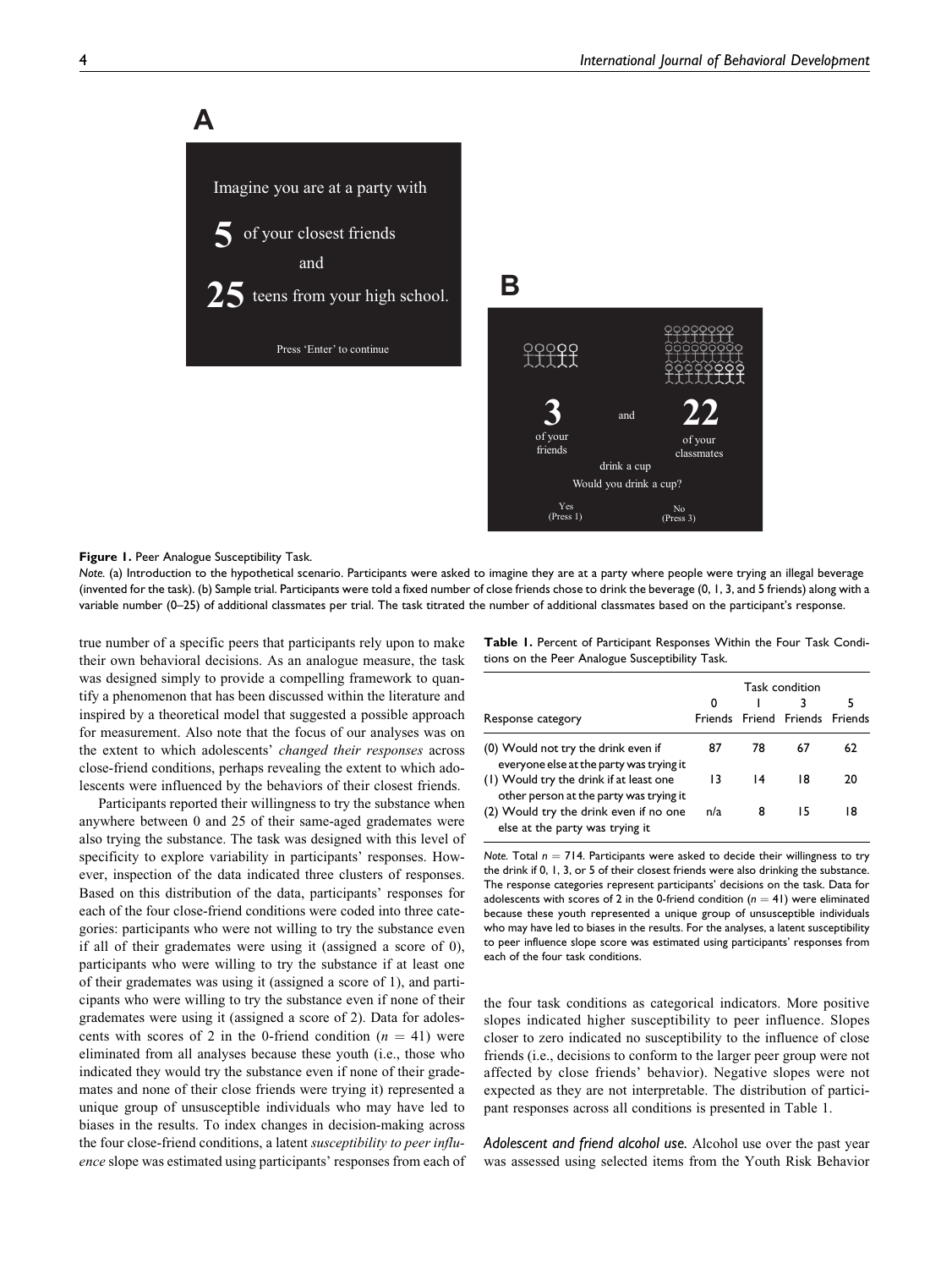**Figure 1.** Peer Analogue Susceptibility Task.

*Note.* (a) Introduction to the hypothetical scenario. Participants were asked to imagine they are at a party where people were trying an illegal beverage (invented for the task). (b) Sample trial. Participants were told a fixed number of close friends chose to drink the beverage (0, 1, 3, and 5 friends) along with a variable number (0–25) of additional classmates per trial. The task titrated the number of additional classmates based on the participant's response.

true number of a specific peers that participants rely upon to make their own behavioral decisions. As an analogue measure, the task was designed simply to provide a compelling framework to quantify a phenomenon that has been discussed within the literature and inspired by a theoretical model that suggested a possible approach for measurement. Also note that the focus of our analyses was on the extent to which adolescents' *changed their responses* across close-friend conditions, perhaps revealing the extent to which adolescents were influenced by the behaviors of their closest friends.

Participants reported their willingness to try the substance when anywhere between 0 and 25 of their same-aged grademates were also trying the substance. The task was designed with this level of specificity to explore variability in participants' responses. However, inspection of the data indicated three clusters of responses. Based on this distribution of the data, participants' responses for each of the four close-friend conditions were coded into three categories: participants who were not willing to try the substance even if all of their grademates were using it (assigned a score of 0), participants who were willing to try the substance if at least one of their grademates was using it (assigned a score of 1), and participants who were willing to try the substance even if none of their grademates were using it (assigned a score of 2). Data for adolescents with scores of 2 in the 0-friend condition ($n = 41$) were eliminated from all analyses because these youth (i.e., those who indicated they would try the substance even if none of their grademates and none of their close friends were trying it) represented a unique group of unsusceptible individuals who may have led to biases in the results. To index changes in decision-making across the four close-friend conditions, a latent *susceptibility to peer influence* slope was estimated using participants' responses from each of the four task conditions as categorical indicators. More positive slopes indicated higher susceptibility to peer influence. Slopes closer to zero indicated no susceptibility to the influence of close friends (i.e., decisions to conform to the larger peer group were not affected by close friends' behavior). Negative slopes were not expected as they are not interpretable. The distribution of participant responses across all conditions is presented in Table 1.

**Table 1.** Percent of Participant Responses Within the Four Task Conditions on the Peer Analogue Susceptibility Task.

| | Task condition | | | |
|---|---|---|---|---|
| Response category | 0 Friends | 1 Friend | 3 Friends | 5 Friends |
| (0) Would not try the drink even if everyone else at the party was trying it | 87 | 78 | 67 | 62 |
| (1) Would try the drink if at least one other person at the party was trying it | 13 | 14 | 18 | 20 |
| (2) Would try the drink even if no one else at the party was trying it | n/a | 8 | 15 | 18 |

*Note.* Total $n = 714$. Participants were asked to decide their willingness to try the drink if 0, 1, 3, or 5 of their closest friends were also drinking the substance. The response categories represent participants' decisions on the task. Data for adolescents with scores of 2 in the 0-friend condition ($n = 41$) were eliminated because these youth represented a unique group of unsusceptible individuals who may have led to biases in the results. For the analyses, a latent susceptibility to peer influence slope score was estimated using participants' responses from each of the four task conditions.

*Adolescent and friend alcohol use.* Alcohol use over the past year was assessed using selected items from the Youth Risk Behavior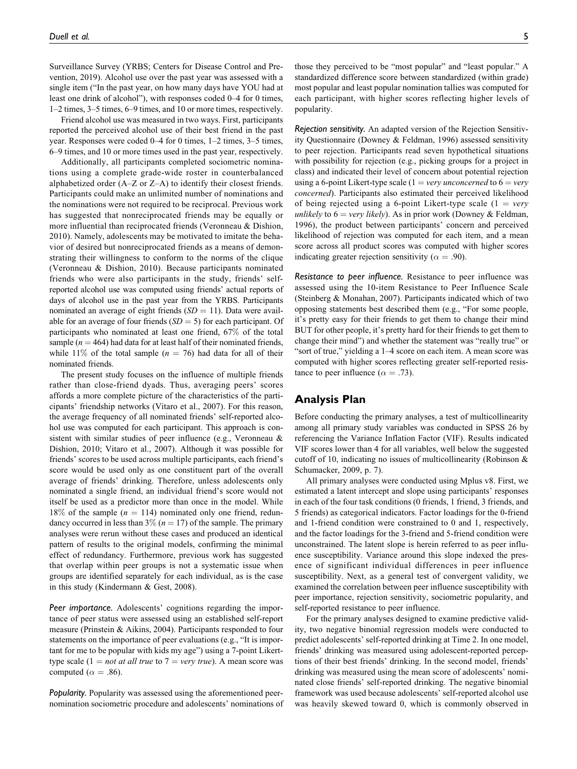Surveillance Survey (YRBS; Centers for Disease Control and Prevention, 2019). Alcohol use over the past year was assessed with a single item ("In the past year, on how many days have YOU had at least one drink of alcohol"), with responses coded 0–4 for 0 times, 1–2 times, 3–5 times, 6–9 times, and 10 or more times, respectively.

Friend alcohol use was measured in two ways. First, participants reported the perceived alcohol use of their best friend in the past year. Responses were coded 0–4 for 0 times, 1–2 times, 3–5 times, 6–9 times, and 10 or more times used in the past year, respectively.

Additionally, all participants completed sociometric nominations using a complete grade-wide roster in counterbalanced alphabetized order (A–Z or Z–A) to identify their closest friends. Participants could make an unlimited number of nominations and the nominations were not required to be reciprocal. Previous work has suggested that nonreciprocated friends may be equally or more influential than reciprocated friends (Veronneau & Dishion, 2010). Namely, adolescents may be motivated to imitate the behavior of desired but nonreciprocated friends as a means of demonstrating their willingness to conform to the norms of the clique (Veronneau & Dishion, 2010). Because participants nominated friends who were also participants in the study, friends' self-reported alcohol use was computed using friends' actual reports of days of alcohol use in the past year from the YRBS. Participants nominated an average of eight friends ($SD = 11$). Data were available for an average of four friends ($SD = 5$) for each participant. Of participants who nominated at least one friend, 67% of the total sample ($n = 464$) had data for at least half of their nominated friends, while 11% of the total sample ($n = 76$) had data for all of their nominated friends.

The present study focuses on the influence of multiple friends rather than close-friend dyads. Thus, averaging peers' scores affords a more complete picture of the characteristics of the participants' friendship networks (Vitaro et al., 2007). For this reason, the average frequency of all nominated friends' self-reported alcohol use was computed for each participant. This approach is consistent with similar studies of peer influence (e.g., Veronneau & Dishion, 2010; Vitaro et al., 2007). Although it was possible for friends' scores to be used across multiple participants, each friend's score would be used only as one constituent part of the overall average of friends' drinking. Therefore, unless adolescents only nominated a single friend, an individual friend's score would not itself be used as a predictor more than once in the model. While 18% of the sample ($n = 114$) nominated only one friend, redundancy occurred in less than 3% ($n = 17$) of the sample. The primary analyses were rerun without these cases and produced an identical pattern of results to the original models, confirming the minimal effect of redundancy. Furthermore, previous work has suggested that overlap within peer groups is not a systematic issue when groups are identified separately for each individual, as is the case in this study (Kindermann & Gest, 2008).

*Peer importance.* Adolescents' cognitions regarding the importance of peer status were assessed using an established self-report measure (Prinstein & Aikins, 2004). Participants responded to four statements on the importance of peer evaluations (e.g., "It is important for me to be popular with kids my age") using a 7-point Likert-type scale (1 = *not at all true* to 7 = *very true*). A mean score was computed ($\alpha = .86$).

*Popularity.* Popularity was assessed using the aforementioned peer-nomination sociometric procedure and adolescents' nominations of those they perceived to be "most popular" and "least popular." A standardized difference score between standardized (within grade) most popular and least popular nomination tallies was computed for each participant, with higher scores reflecting higher levels of popularity.

*Rejection sensitivity.* An adapted version of the Rejection Sensitivity Questionnaire (Downey & Feldman, 1996) assessed sensitivity to peer rejection. Participants read seven hypothetical situations with possibility for rejection (e.g., picking groups for a project in class) and indicated their level of concern about potential rejection using a 6-point Likert-type scale (1 = *very unconcerned* to 6 = *very concerned*). Participants also estimated their perceived likelihood of being rejected using a 6-point Likert-type scale (1 = *very unlikely* to 6 = *very likely*). As in prior work (Downey & Feldman, 1996), the product between participants' concern and perceived likelihood of rejection was computed for each item, and a mean score across all product scores was computed with higher scores indicating greater rejection sensitivity ($\alpha = .90$).

*Resistance to peer influence.* Resistance to peer influence was assessed using the 10-item Resistance to Peer Influence Scale (Steinberg & Monahan, 2007). Participants indicated which of two opposing statements best described them (e.g., "For some people, it's pretty easy for their friends to get them to change their mind BUT for other people, it's pretty hard for their friends to get them to change their mind") and whether the statement was "really true" or "sort of true," yielding a 1–4 score on each item. A mean score was computed with higher scores reflecting greater self-reported resistance to peer influence ($\alpha = .73$).

## Analysis Plan

Before conducting the primary analyses, a test of multicollinearity among all primary study variables was conducted in SPSS 26 by referencing the Variance Inflation Factor (VIF). Results indicated VIF scores lower than 4 for all variables, well below the suggested cutoff of 10, indicating no issues of multicollinearity (Robinson & Schumacker, 2009, p. 7).

All primary analyses were conducted using Mplus v8. First, we estimated a latent intercept and slope using participants' responses in each of the four task conditions (0 friends, 1 friend, 3 friends, and 5 friends) as categorical indicators. Factor loadings for the 0-friend and 1-friend condition were constrained to 0 and 1, respectively, and the factor loadings for the 3-friend and 5-friend condition were unconstrained. The latent slope is herein referred to as peer influence susceptibility. Variance around this slope indexed the presence of significant individual differences in peer influence susceptibility. Next, as a general test of convergent validity, we examined the correlation between peer influence susceptibility with peer importance, rejection sensitivity, sociometric popularity, and self-reported resistance to peer influence.

For the primary analyses designed to examine predictive validity, two negative binomial regression models were conducted to predict adolescents' self-reported drinking at Time 2. In one model, friends' drinking was measured using adolescent-reported perceptions of their best friends' drinking. In the second model, friends' drinking was measured using the mean score of adolescents' nominated close friends' self-reported drinking. The negative binomial framework was used because adolescents' self-reported alcohol use was heavily skewed toward 0, which is commonly observed in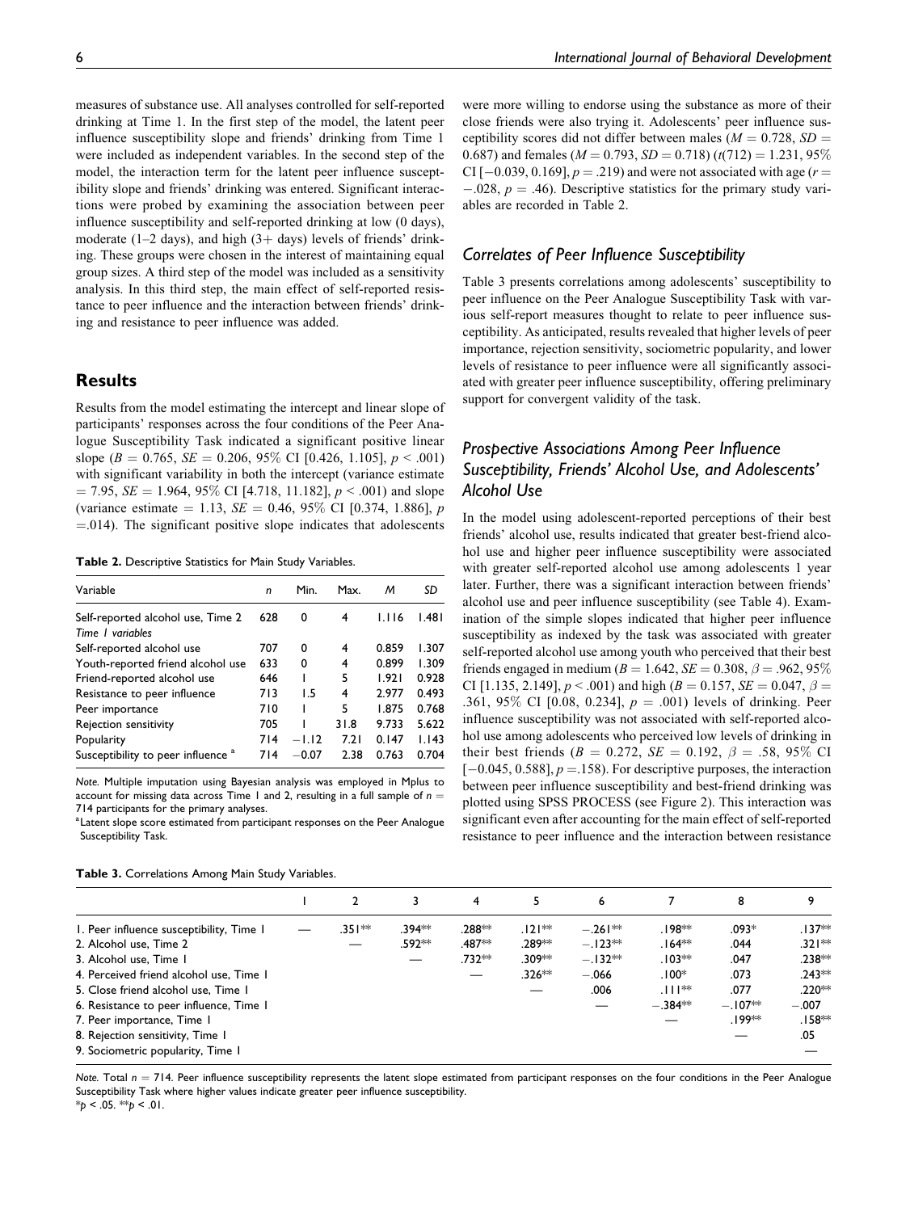measures of substance use. All analyses controlled for self-reported drinking at Time 1. In the first step of the model, the latent peer influence susceptibility slope and friends' drinking from Time 1 were included as independent variables. In the second step of the model, the interaction term for the latent peer influence susceptibility slope and friends' drinking was entered. Significant interactions were probed by examining the association between peer influence susceptibility and self-reported drinking at low (0 days), moderate (1–2 days), and high (3+ days) levels of friends' drinking. These groups were chosen in the interest of maintaining equal group sizes. A third step of the model was included as a sensitivity analysis. In this third step, the main effect of self-reported resistance to peer influence and the interaction between friends' drinking and resistance to peer influence was added.

## Results

Results from the model estimating the intercept and linear slope of participants' responses across the four conditions of the Peer Analogue Susceptibility Task indicated a significant positive linear slope ($B = 0.765$, $SE = 0.206$, 95% CI [0.426, 1.105], $p < .001$) with significant variability in both the intercept (variance estimate $= 7.95$, $SE = 1.964$, 95% CI [4.718, 11.182], $p < .001$) and slope (variance estimate $= 1.13$, $SE = 0.46$, 95% CI [0.374, 1.886], $p = .014$). The significant positive slope indicates that adolescents were more willing to endorse using the substance as more of their close friends were also trying it. Adolescents' peer influence susceptibility scores did not differ between males ($M = 0.728$, $SD = 0.687$) and females ($M = 0.793$, $SD = 0.718$) ($t(712) = 1.231$, 95% CI [−0.039, 0.169], $p = .219$) and were not associated with age ($r = -.028$, $p = .46$). Descriptive statistics for the primary study variables are recorded in Table 2.

**Table 2.** Descriptive Statistics for Main Study Variables.

| Variable | n | Min. | Max. | M | SD |
|---|---|---|---|---|---|
| Self-reported alcohol use, Time 2 | 628 | 0 | 4 | 1.116 | 1.481 |
| *Time 1 variables* | | | | | |
| Self-reported alcohol use | 707 | 0 | 4 | 0.859 | 1.307 |
| Youth-reported friend alcohol use | 633 | 0 | 4 | 0.899 | 1.309 |
| Friend-reported alcohol use | 646 | 1 | 5 | 1.921 | 0.928 |
| Resistance to peer influence | 713 | 1.5 | 4 | 2.977 | 0.493 |
| Peer importance | 710 | 1 | 5 | 1.875 | 0.768 |
| Rejection sensitivity | 705 | 1 | 31.8 | 9.733 | 5.622 |
| Popularity | 714 | −1.12 | 7.21 | 0.147 | 1.143 |
| Susceptibility to peer influence [a] | 714 | −0.07 | 2.38 | 0.763 | 0.704 |

*Note.* Multiple imputation using Bayesian analysis was employed in Mplus to account for missing data across Time 1 and 2, resulting in a full sample of $n = 714$ participants for the primary analyses.
[a] Latent slope score estimated from participant responses on the Peer Analogue Susceptibility Task.

### Correlates of Peer Influence Susceptibility

Table 3 presents correlations among adolescents' susceptibility to peer influence on the Peer Analogue Susceptibility Task with various self-report measures thought to relate to peer influence susceptibility. As anticipated, results revealed that higher levels of peer importance, rejection sensitivity, sociometric popularity, and lower levels of resistance to peer influence were all significantly associated with greater peer influence susceptibility, offering preliminary support for convergent validity of the task.

### Prospective Associations Among Peer Influence Susceptibility, Friends' Alcohol Use, and Adolescents' Alcohol Use

In the model using adolescent-reported perceptions of their best friends' alcohol use, results indicated that greater best-friend alcohol use and higher peer influence susceptibility were associated with greater self-reported alcohol use among adolescents 1 year later. Further, there was a significant interaction between friends' alcohol use and peer influence susceptibility (see Table 4). Examination of the simple slopes indicated that higher peer influence susceptibility as indexed by the task was associated with greater self-reported alcohol use among youth who perceived that their best friends engaged in medium ($B = 1.642$, $SE = 0.308$, $\beta = .962$, 95% CI [1.135, 2.149], $p < .001$) and high ($B = 0.157$, $SE = 0.047$, $\beta = .361$, 95% CI [0.08, 0.234], $p = .001$) levels of drinking. Peer influence susceptibility was not associated with self-reported alcohol use among adolescents who perceived low levels of drinking in their best friends ($B = 0.272$, $SE = 0.192$, $\beta = .58$, 95% CI [−0.045, 0.588], $p = .158$). For descriptive purposes, the interaction between peer influence susceptibility and best-friend drinking was plotted using SPSS PROCESS (see Figure 2). This interaction was significant even after accounting for the main effect of self-reported resistance to peer influence and the interaction between resistance

**Table 3.** Correlations Among Main Study Variables.

| | 1 | 2 | 3 | 4 | 5 | 6 | 7 | 8 | 9 |
|---|---|---|---|---|---|---|---|---|---|
| 1. Peer influence susceptibility, Time 1 | — | .351** | .394** | .288** | .121** | −.261** | .198** | .093* | .137** |
| 2. Alcohol use, Time 2 | | — | .592** | .487** | .289** | −.123** | .164** | .044 | .321** |
| 3. Alcohol use, Time 1 | | | — | .732** | .309** | −.132** | .103** | .047 | .238** |
| 4. Perceived friend alcohol use, Time 1 | | | | — | .326** | −.066 | .100* | .073 | .243** |
| 5. Close friend alcohol use, Time 1 | | | | | — | .006 | .111** | .077 | .220** |
| 6. Resistance to peer influence, Time 1 | | | | | | — | −.384** | −.107** | −.007 |
| 7. Peer importance, Time 1 | | | | | | | — | .199** | .158** |
| 8. Rejection sensitivity, Time 1 | | | | | | | | — | .05 |
| 9. Sociometric popularity, Time 1 | | | | | | | | | — |

*Note.* Total $n = 714$. Peer influence susceptibility represents the latent slope estimated from participant responses on the four conditions in the Peer Analogue Susceptibility Task where higher values indicate greater peer influence susceptibility.
\*$p < .05$. \*\*$p < .01$.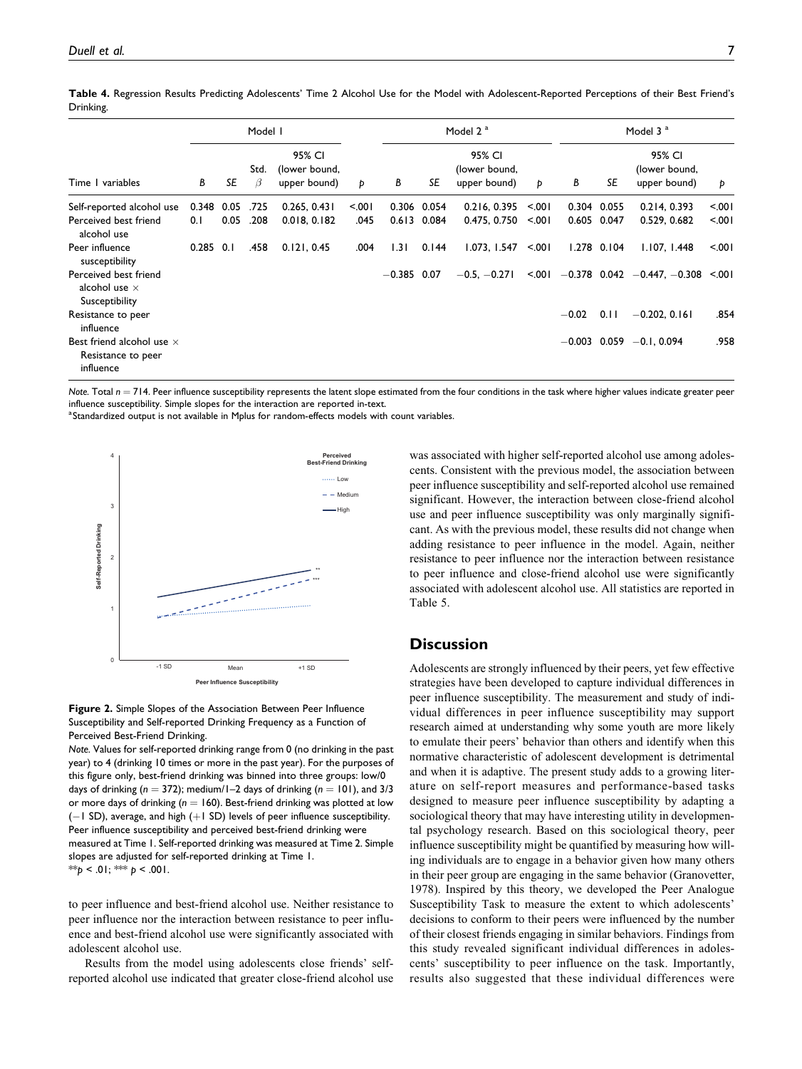**Table 4.** Regression Results Predicting Adolescents' Time 2 Alcohol Use for the Model with Adolescent-Reported Perceptions of their Best Friend's Drinking.

| | Model 1 | | | | | Model 2 [a] | | | | Model 3 [a] | | | |
|---|---|---|---|---|---|---|---|---|---|---|---|---|---|
| Time 1 variables | B | SE | Std. $\beta$ | 95% CI (lower bound, upper bound) | p | B | SE | 95% CI (lower bound, upper bound) | p | B | SE | 95% CI (lower bound, upper bound) | p |
| Self-reported alcohol use | 0.348 | 0.05 | .725 | 0.265, 0.431 | <.001 | 0.306 | 0.054 | 0.216, 0.395 | <.001 | 0.304 | 0.055 | 0.214, 0.393 | <.001 |
| Perceived best friend alcohol use | 0.1 | 0.05 | .208 | 0.018, 0.182 | .045 | 0.613 | 0.084 | 0.475, 0.750 | <.001 | 0.605 | 0.047 | 0.529, 0.682 | <.001 |
| Peer influence susceptibility | 0.285 | 0.1 | .458 | 0.121, 0.45 | .004 | 1.31 | 0.144 | 1.073, 1.547 | <.001 | 1.278 | 0.104 | 1.107, 1.448 | <.001 |
| Perceived best friend alcohol use × Susceptibility | | | | | | −0.385 | 0.07 | −0.5, −0.271 | <.001 | −0.378 | 0.042 | −0.447, −0.308 | <.001 |
| Resistance to peer influence | | | | | | | | | | −0.02 | 0.11 | −0.202, 0.161 | .854 |
| Best friend alcohol use × Resistance to peer influence | | | | | | | | | | −0.003 | 0.059 | −0.1, 0.094 | .958 |

*Note.* Total $n = 714$. Peer influence susceptibility represents the latent slope estimated from the four conditions in the task where higher values indicate greater peer influence susceptibility. Simple slopes for the interaction are reported in-text.
[a]Standardized output is not available in Mplus for random-effects models with count variables.

**Figure 2.** Simple Slopes of the Association Between Peer Influence Susceptibility and Self-reported Drinking Frequency as a Function of Perceived Best-Friend Drinking.

*Note.* Values for self-reported drinking range from 0 (no drinking in the past year) to 4 (drinking 10 times or more in the past year). For the purposes of this figure only, best-friend drinking was binned into three groups: low/0 days of drinking ($n = 372$); medium/1–2 days of drinking ($n = 101$), and 3/3 or more days of drinking ($n = 160$). Best-friend drinking was plotted at low (−1 SD), average, and high (+1 SD) levels of peer influence susceptibility. Peer influence susceptibility and perceived best-friend drinking were measured at Time 1. Self-reported drinking was measured at Time 2. Simple slopes are adjusted for self-reported drinking at Time 1.
$^{**}p < .01$; $^{***}p < .001$.

to peer influence and best-friend alcohol use. Neither resistance to peer influence nor the interaction between resistance to peer influence and best-friend alcohol use were significantly associated with adolescent alcohol use.

Results from the model using adolescents close friends' self-reported alcohol use indicated that greater close-friend alcohol use was associated with higher self-reported alcohol use among adolescents. Consistent with the previous model, the association between peer influence susceptibility and self-reported alcohol use remained significant. However, the interaction between close-friend alcohol use and peer influence susceptibility was only marginally significant. As with the previous model, these results did not change when adding resistance to peer influence in the model. Again, neither resistance to peer influence nor the interaction between resistance to peer influence and close-friend alcohol use were significantly associated with adolescent alcohol use. All statistics are reported in Table 5.

## Discussion

Adolescents are strongly influenced by their peers, yet few effective strategies have been developed to capture individual differences in peer influence susceptibility. The measurement and study of individual differences in peer influence susceptibility may support research aimed at understanding why some youth are more likely to emulate their peers' behavior than others and identify when this normative characteristic of adolescent development is detrimental and when it is adaptive. The present study adds to a growing literature on self-report measures and performance-based tasks designed to measure peer influence susceptibility by adapting a sociological theory that may have interesting utility in developmental psychology research. Based on this sociological theory, peer influence susceptibility might be quantified by measuring how willing individuals are to engage in a behavior given how many others in their peer group are engaging in the same behavior (Granovetter, 1978). Inspired by this theory, we developed the Peer Analogue Susceptibility Task to measure the extent to which adolescents' decisions to conform to their peers were influenced by the number of their closest friends engaging in similar behaviors. Findings from this study revealed significant individual differences in adolescents' susceptibility to peer influence on the task. Importantly, results also suggested that these individual differences were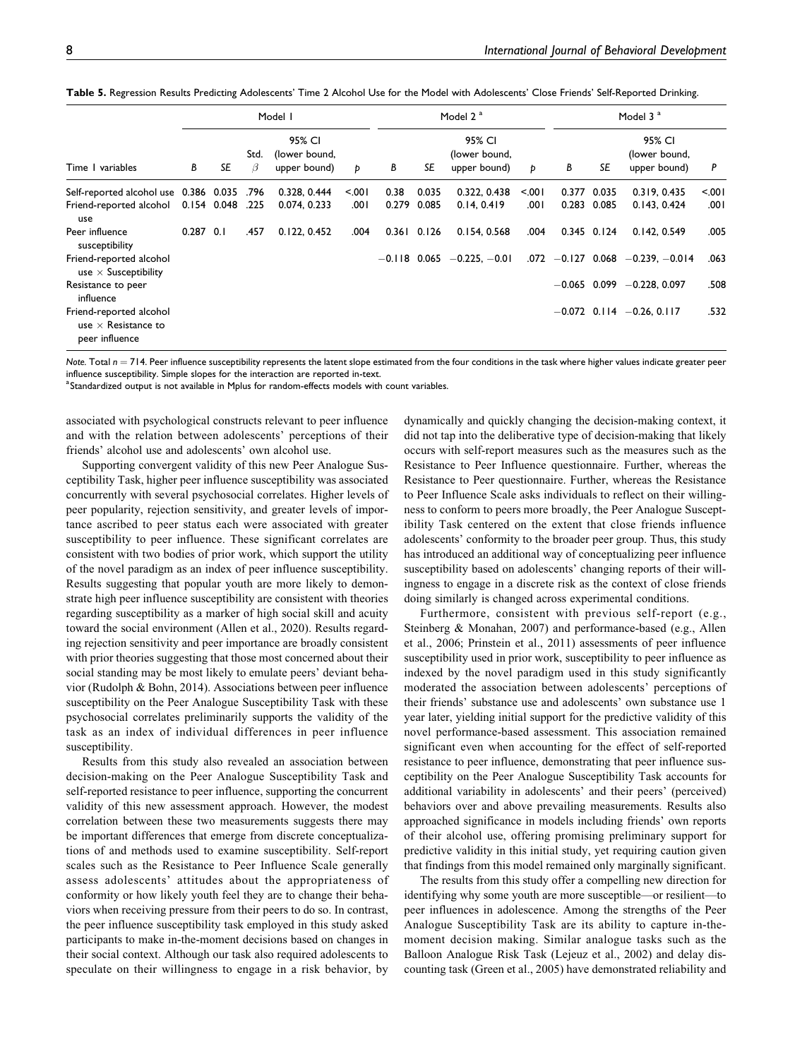**Table 5.** Regression Results Predicting Adolescents' Time 2 Alcohol Use for the Model with Adolescents' Close Friends' Self-Reported Drinking.

| | Model 1 | | | | | Model 2 [a] | | | | Model 3 [a] | | | |
|---|---|---|---|---|---|---|---|---|---|---|---|---|---|
| Time 1 variables | *B* | *SE* | Std. $\beta$ | 95% CI (lower bound, upper bound) | *p* | *B* | *SE* | 95% CI (lower bound, upper bound) | *p* | *B* | *SE* | 95% CI (lower bound, upper bound) | *P* |
| Self-reported alcohol use | 0.386 | 0.035 | .796 | 0.328, 0.444 | <.001 | 0.38 | 0.035 | 0.322, 0.438 | <.001 | 0.377 | 0.035 | 0.319, 0.435 | <.001 |
| Friend-reported alcohol use | 0.154 | 0.048 | .225 | 0.074, 0.233 | .001 | 0.279 | 0.085 | 0.14, 0.419 | .001 | 0.283 | 0.085 | 0.143, 0.424 | .001 |
| Peer influence susceptibility | 0.287 | 0.1 | .457 | 0.122, 0.452 | .004 | 0.361 | 0.126 | 0.154, 0.568 | .004 | 0.345 | 0.124 | 0.142, 0.549 | .005 |
| Friend-reported alcohol use × Susceptibility | | | | | | −0.118 | 0.065 | −0.225, −0.01 | .072 | −0.127 | 0.068 | −0.239, −0.014 | .063 |
| Resistance to peer influence | | | | | | | | | | −0.065 | 0.099 | −0.228, 0.097 | .508 |
| Friend-reported alcohol use × Resistance to peer influence | | | | | | | | | | −0.072 | 0.114 | −0.26, 0.117 | .532 |

*Note.* Total $n = 714$. Peer influence susceptibility represents the latent slope estimated from the four conditions in the task where higher values indicate greater peer influence susceptibility. Simple slopes for the interaction are reported in-text.
[a]Standardized output is not available in Mplus for random-effects models with count variables.

associated with psychological constructs relevant to peer influence and with the relation between adolescents' perceptions of their friends' alcohol use and adolescents' own alcohol use.

Supporting convergent validity of this new Peer Analogue Susceptibility Task, higher peer influence susceptibility was associated concurrently with several psychosocial correlates. Higher levels of peer popularity, rejection sensitivity, and greater levels of importance ascribed to peer status each were associated with greater susceptibility to peer influence. These significant correlates are consistent with two bodies of prior work, which support the utility of the novel paradigm as an index of peer influence susceptibility. Results suggesting that popular youth are more likely to demonstrate high peer influence susceptibility are consistent with theories regarding susceptibility as a marker of high social skill and acuity toward the social environment (Allen et al., 2020). Results regarding rejection sensitivity and peer importance are broadly consistent with prior theories suggesting that those most concerned about their social standing may be most likely to emulate peers' deviant behavior (Rudolph & Bohn, 2014). Associations between peer influence susceptibility on the Peer Analogue Susceptibility Task with these psychosocial correlates preliminarily supports the validity of the task as an index of individual differences in peer influence susceptibility.

Results from this study also revealed an association between decision-making on the Peer Analogue Susceptibility Task and self-reported resistance to peer influence, supporting the concurrent validity of this new assessment approach. However, the modest correlation between these two measurements suggests there may be important differences that emerge from discrete conceptualizations of and methods used to examine susceptibility. Self-report scales such as the Resistance to Peer Influence Scale generally assess adolescents' attitudes about the appropriateness of conformity or how likely youth feel they are to change their behaviors when receiving pressure from their peers to do so. In contrast, the peer influence susceptibility task employed in this study asked participants to make in-the-moment decisions based on changes in their social context. Although our task also required adolescents to speculate on their willingness to engage in a risk behavior, by dynamically and quickly changing the decision-making context, it did not tap into the deliberative type of decision-making that likely occurs with self-report measures such as the measures such as the Resistance to Peer Influence questionnaire. Further, whereas the Resistance to Peer questionnaire. Further, whereas the Resistance to Peer Influence Scale asks individuals to reflect on their willingness to conform to peers more broadly, the Peer Analogue Susceptibility Task centered on the extent that close friends influence adolescents' conformity to the broader peer group. Thus, this study has introduced an additional way of conceptualizing peer influence susceptibility based on adolescents' changing reports of their willingness to engage in a discrete risk as the context of close friends doing similarly is changed across experimental conditions.

Furthermore, consistent with previous self-report (e.g., Steinberg & Monahan, 2007) and performance-based (e.g., Allen et al., 2006; Prinstein et al., 2011) assessments of peer influence susceptibility used in prior work, susceptibility to peer influence as indexed by the novel paradigm used in this study significantly moderated the association between adolescents' perceptions of their friends' substance use and adolescents' own substance use 1 year later, yielding initial support for the predictive validity of this novel performance-based assessment. This association remained significant even when accounting for the effect of self-reported resistance to peer influence, demonstrating that peer influence susceptibility on the Peer Analogue Susceptibility Task accounts for additional variability in adolescents' and their peers' (perceived) behaviors over and above prevailing measurements. Results also approached significance in models including friends' own reports of their alcohol use, offering promising preliminary support for predictive validity in this initial study, yet requiring caution given that findings from this model remained only marginally significant.

The results from this study offer a compelling new direction for identifying why some youth are more susceptible—or resilient—to peer influences in adolescence. Among the strengths of the Peer Analogue Susceptibility Task are its ability to capture in-the-moment decision making. Similar analogue tasks such as the Balloon Analogue Risk Task (Lejeuz et al., 2002) and delay discounting task (Green et al., 2005) have demonstrated reliability and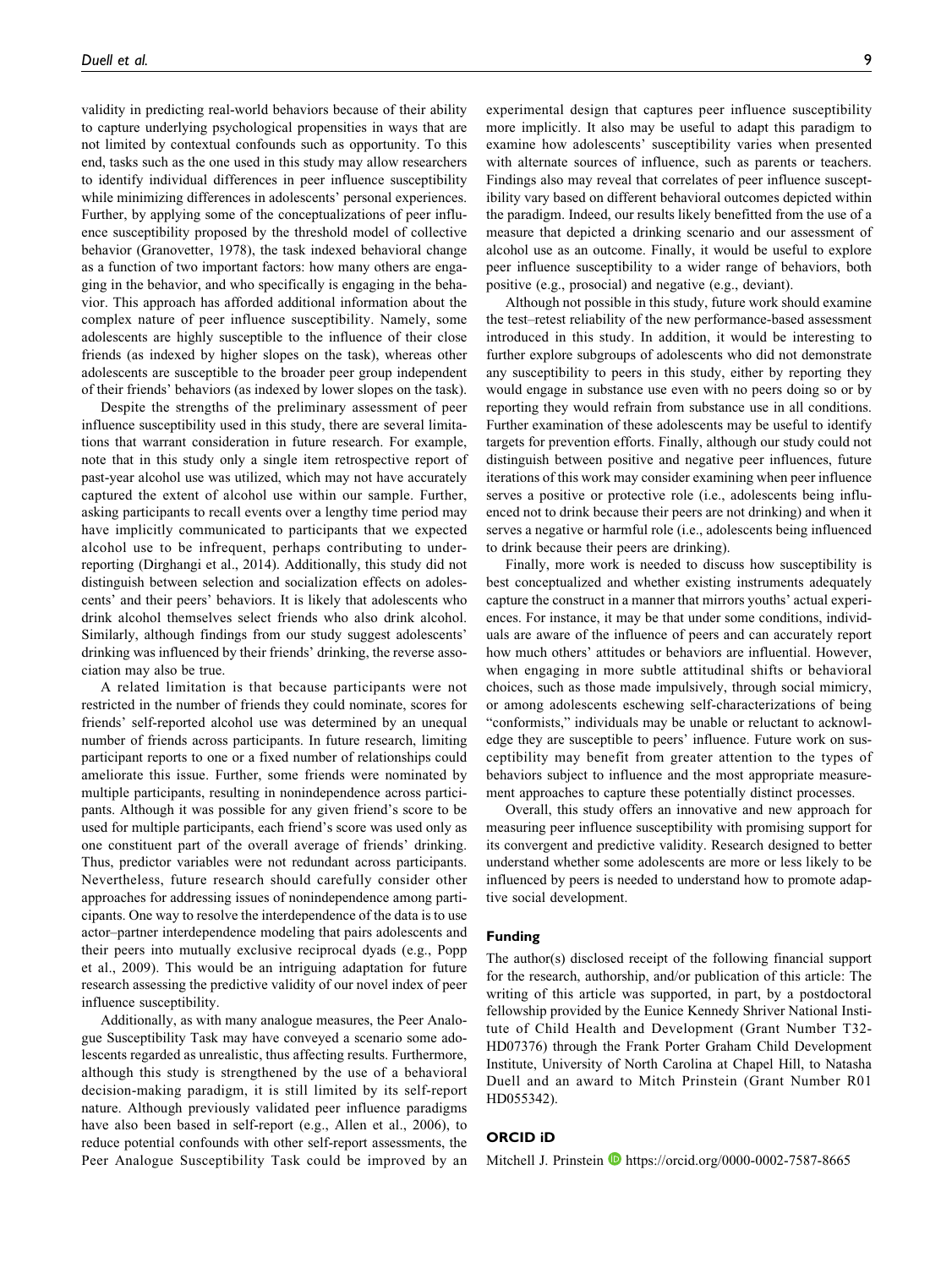validity in predicting real-world behaviors because of their ability to capture underlying psychological propensities in ways that are not limited by contextual confounds such as opportunity. To this end, tasks such as the one used in this study may allow researchers to identify individual differences in peer influence susceptibility while minimizing differences in adolescents' personal experiences. Further, by applying some of the conceptualizations of peer influence susceptibility proposed by the threshold model of collective behavior (Granovetter, 1978), the task indexed behavioral change as a function of two important factors: how many others are engaging in the behavior, and who specifically is engaging in the behavior. This approach has afforded additional information about the complex nature of peer influence susceptibility. Namely, some adolescents are highly susceptible to the influence of their close friends (as indexed by higher slopes on the task), whereas other adolescents are susceptible to the broader peer group independent of their friends' behaviors (as indexed by lower slopes on the task).

Despite the strengths of the preliminary assessment of peer influence susceptibility used in this study, there are several limitations that warrant consideration in future research. For example, note that in this study only a single item retrospective report of past-year alcohol use was utilized, which may not have accurately captured the extent of alcohol use within our sample. Further, asking participants to recall events over a lengthy time period may have implicitly communicated to participants that we expected alcohol use to be infrequent, perhaps contributing to underreporting (Dirghangi et al., 2014). Additionally, this study did not distinguish between selection and socialization effects on adolescents' and their peers' behaviors. It is likely that adolescents who drink alcohol themselves select friends who also drink alcohol. Similarly, although findings from our study suggest adolescents' drinking was influenced by their friends' drinking, the reverse association may also be true.

A related limitation is that because participants were not restricted in the number of friends they could nominate, scores for friends' self-reported alcohol use was determined by an unequal number of friends across participants. In future research, limiting participant reports to one or a fixed number of relationships could ameliorate this issue. Further, some friends were nominated by multiple participants, resulting in nonindependence across participants. Although it was possible for any given friend's score to be used for multiple participants, each friend's score was used only as one constituent part of the overall average of friends' drinking. Thus, predictor variables were not redundant across participants. Nevertheless, future research should carefully consider other approaches for addressing issues of nonindependence among participants. One way to resolve the interdependence of the data is to use actor–partner interdependence modeling that pairs adolescents and their peers into mutually exclusive reciprocal dyads (e.g., Popp et al., 2009). This would be an intriguing adaptation for future research assessing the predictive validity of our novel index of peer influence susceptibility.

Additionally, as with many analogue measures, the Peer Analogue Susceptibility Task may have conveyed a scenario some adolescents regarded as unrealistic, thus affecting results. Furthermore, although this study is strengthened by the use of a behavioral decision-making paradigm, it is still limited by its self-report nature. Although previously validated peer influence paradigms have also been based in self-report (e.g., Allen et al., 2006), to reduce potential confounds with other self-report assessments, the Peer Analogue Susceptibility Task could be improved by an experimental design that captures peer influence susceptibility more implicitly. It also may be useful to adapt this paradigm to examine how adolescents' susceptibility varies when presented with alternate sources of influence, such as parents or teachers. Findings also may reveal that correlates of peer influence susceptibility vary based on different behavioral outcomes depicted within the paradigm. Indeed, our results likely benefitted from the use of a measure that depicted a drinking scenario and our assessment of alcohol use as an outcome. Finally, it would be useful to explore peer influence susceptibility to a wider range of behaviors, both positive (e.g., prosocial) and negative (e.g., deviant).

Although not possible in this study, future work should examine the test–retest reliability of the new performance-based assessment introduced in this study. In addition, it would be interesting to further explore subgroups of adolescents who did not demonstrate any susceptibility to peers in this study, either by reporting they would engage in substance use even with no peers doing so or by reporting they would refrain from substance use in all conditions. Further examination of these adolescents may be useful to identify targets for prevention efforts. Finally, although our study could not distinguish between positive and negative peer influences, future iterations of this work may consider examining when peer influence serves a positive or protective role (i.e., adolescents being influenced not to drink because their peers are not drinking) and when it serves a negative or harmful role (i.e., adolescents being influenced to drink because their peers are drinking).

Finally, more work is needed to discuss how susceptibility is best conceptualized and whether existing instruments adequately capture the construct in a manner that mirrors youths' actual experiences. For instance, it may be that under some conditions, individuals are aware of the influence of peers and can accurately report how much others' attitudes or behaviors are influential. However, when engaging in more subtle attitudinal shifts or behavioral choices, such as those made impulsively, through social mimicry, or among adolescents eschewing self-characterizations of being "conformists," individuals may be unable or reluctant to acknowledge they are susceptible to peers' influence. Future work on susceptibility may benefit from greater attention to the types of behaviors subject to influence and the most appropriate measurement approaches to capture these potentially distinct processes.

Overall, this study offers an innovative and new approach for measuring peer influence susceptibility with promising support for its convergent and predictive validity. Research designed to better understand whether some adolescents are more or less likely to be influenced by peers is needed to understand how to promote adaptive social development.

## Funding

The author(s) disclosed receipt of the following financial support for the research, authorship, and/or publication of this article: The writing of this article was supported, in part, by a postdoctoral fellowship provided by the Eunice Kennedy Shriver National Institute of Child Health and Development (Grant Number T32-HD07376) through the Frank Porter Graham Child Development Institute, University of North Carolina at Chapel Hill, to Natasha Duell and an award to Mitch Prinstein (Grant Number R01 HD055342).

## ORCID iD

Mitchell J. Prinstein https://orcid.org/0000-0002-7587-8665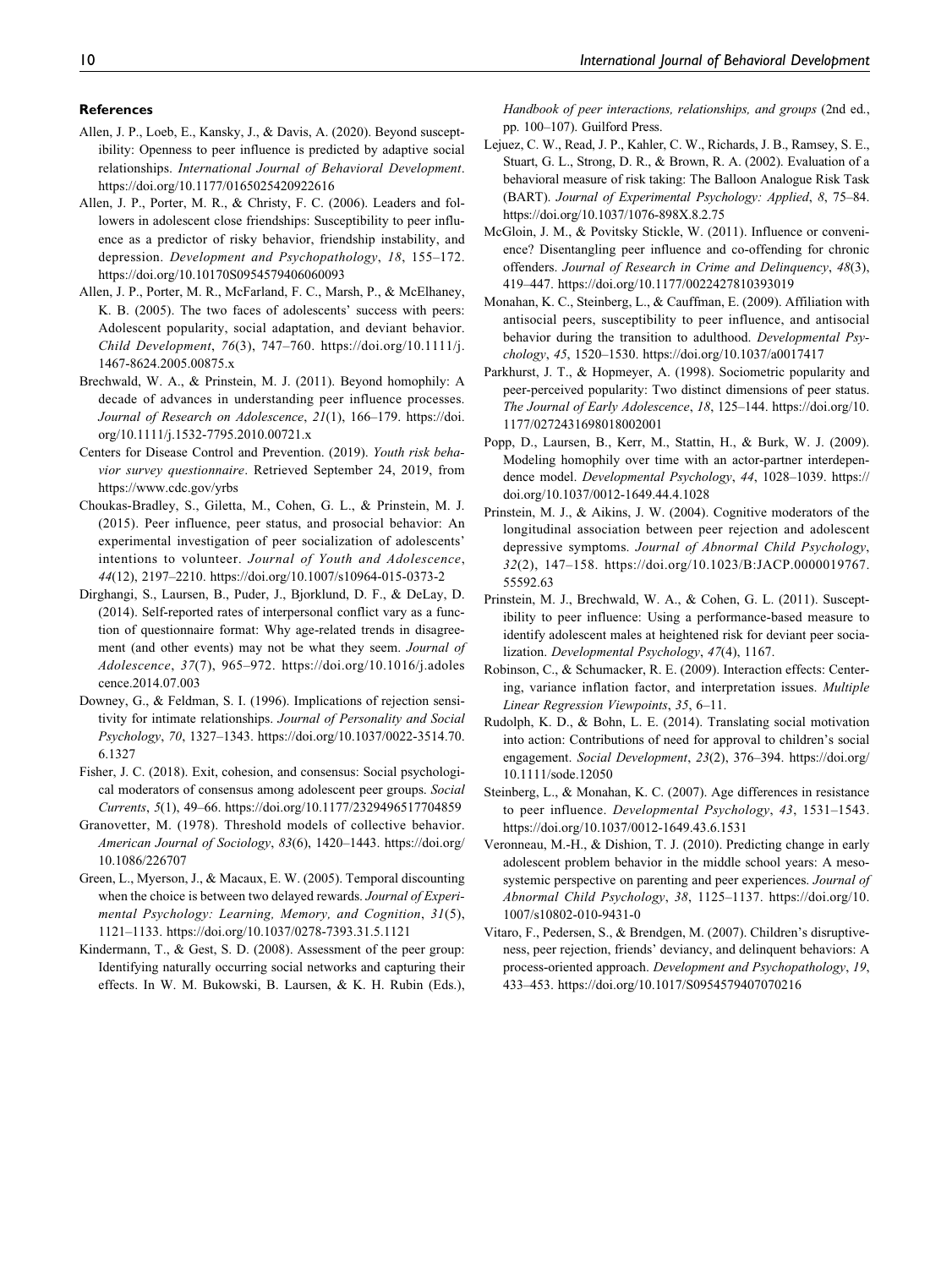## References

Allen, J. P., Loeb, E., Kansky, J., & Davis, A. (2020). Beyond susceptibility: Openness to peer influence is predicted by adaptive social relationships. *International Journal of Behavioral Development*. https://doi.org/10.1177/0165025420922616

Allen, J. P., Porter, M. R., & Christy, F. C. (2006). Leaders and followers in adolescent close friendships: Susceptibility to peer influence as a predictor of risky behavior, friendship instability, and depression. *Development and Psychopathology*, *18*, 155–172. https://doi.org/10.10170S0954579406060093

Allen, J. P., Porter, M. R., McFarland, F. C., Marsh, P., & McElhaney, K. B. (2005). The two faces of adolescents' success with peers: Adolescent popularity, social adaptation, and deviant behavior. *Child Development*, *76*(3), 747–760. https://doi.org/10.1111/j.1467-8624.2005.00875.x

Brechwald, W. A., & Prinstein, M. J. (2011). Beyond homophily: A decade of advances in understanding peer influence processes. *Journal of Research on Adolescence*, *21*(1), 166–179. https://doi.org/10.1111/j.1532-7795.2010.00721.x

Centers for Disease Control and Prevention. (2019). *Youth risk behavior survey questionnaire*. Retrieved September 24, 2019, from https://www.cdc.gov/yrbs

Choukas-Bradley, S., Giletta, M., Cohen, G. L., & Prinstein, M. J. (2015). Peer influence, peer status, and prosocial behavior: An experimental investigation of peer socialization of adolescents' intentions to volunteer. *Journal of Youth and Adolescence*, *44*(12), 2197–2210. https://doi.org/10.1007/s10964-015-0373-2

Dirghangi, S., Laursen, B., Puder, J., Bjorklund, D. F., & DeLay, D. (2014). Self-reported rates of interpersonal conflict vary as a function of questionnaire format: Why age-related trends in disagreement (and other events) may not be what they seem. *Journal of Adolescence*, *37*(7), 965–972. https://doi.org/10.1016/j.adolescence.2014.07.003

Downey, G., & Feldman, S. I. (1996). Implications of rejection sensitivity for intimate relationships. *Journal of Personality and Social Psychology*, *70*, 1327–1343. https://doi.org/10.1037/0022-3514.70.6.1327

Fisher, J. C. (2018). Exit, cohesion, and consensus: Social psychological moderators of consensus among adolescent peer groups. *Social Currents*, *5*(1), 49–66. https://doi.org/10.1177/2329496517704859

Granovetter, M. (1978). Threshold models of collective behavior. *American Journal of Sociology*, *83*(6), 1420–1443. https://doi.org/10.1086/226707

Green, L., Myerson, J., & Macaux, E. W. (2005). Temporal discounting when the choice is between two delayed rewards. *Journal of Experimental Psychology: Learning, Memory, and Cognition*, *31*(5), 1121–1133. https://doi.org/10.1037/0278-7393.31.5.1121

Kindermann, T., & Gest, S. D. (2008). Assessment of the peer group: Identifying naturally occurring social networks and capturing their effects. In W. M. Bukowski, B. Laursen, & K. H. Rubin (Eds.), *Handbook of peer interactions, relationships, and groups* (2nd ed., pp. 100–107). Guilford Press.

Lejuez, C. W., Read, J. P., Kahler, C. W., Richards, J. B., Ramsey, S. E., Stuart, G. L., Strong, D. R., & Brown, R. A. (2002). Evaluation of a behavioral measure of risk taking: The Balloon Analogue Risk Task (BART). *Journal of Experimental Psychology: Applied*, *8*, 75–84. https://doi.org/10.1037/1076-898X.8.2.75

McGloin, J. M., & Povitsky Stickle, W. (2011). Influence or convenience? Disentangling peer influence and co-offending for chronic offenders. *Journal of Research in Crime and Delinquency*, *48*(3), 419–447. https://doi.org/10.1177/0022427810393019

Monahan, K. C., Steinberg, L., & Cauffman, E. (2009). Affiliation with antisocial peers, susceptibility to peer influence, and antisocial behavior during the transition to adulthood. *Developmental Psychology*, *45*, 1520–1530. https://doi.org/10.1037/a0017417

Parkhurst, J. T., & Hopmeyer, A. (1998). Sociometric popularity and peer-perceived popularity: Two distinct dimensions of peer status. *The Journal of Early Adolescence*, *18*, 125–144. https://doi.org/10.1177/0272431698018002001

Popp, D., Laursen, B., Kerr, M., Stattin, H., & Burk, W. J. (2009). Modeling homophily over time with an actor-partner interdependence model. *Developmental Psychology*, *44*, 1028–1039. https://doi.org/10.1037/0012-1649.44.4.1028

Prinstein, M. J., & Aikins, J. W. (2004). Cognitive moderators of the longitudinal association between peer rejection and adolescent depressive symptoms. *Journal of Abnormal Child Psychology*, *32*(2), 147–158. https://doi.org/10.1023/B:JACP.0000019767.55592.63

Prinstein, M. J., Brechwald, W. A., & Cohen, G. L. (2011). Susceptibility to peer influence: Using a performance-based measure to identify adolescent males at heightened risk for deviant peer socialization. *Developmental Psychology*, *47*(4), 1167.

Robinson, C., & Schumacker, R. E. (2009). Interaction effects: Centering, variance inflation factor, and interpretation issues. *Multiple Linear Regression Viewpoints*, *35*, 6–11.

Rudolph, K. D., & Bohn, L. E. (2014). Translating social motivation into action: Contributions of need for approval to children's social engagement. *Social Development*, *23*(2), 376–394. https://doi.org/10.1111/sode.12050

Steinberg, L., & Monahan, K. C. (2007). Age differences in resistance to peer influence. *Developmental Psychology*, *43*, 1531–1543. https://doi.org/10.1037/0012-1649.43.6.1531

Veronneau, M.-H., & Dishion, T. J. (2010). Predicting change in early adolescent problem behavior in the middle school years: A mesosystemic perspective on parenting and peer experiences. *Journal of Abnormal Child Psychology*, *38*, 1125–1137. https://doi.org/10.1007/s10802-010-9431-0

Vitaro, F., Pedersen, S., & Brendgen, M. (2007). Children's disruptiveness, peer rejection, friends' deviancy, and delinquent behaviors: A process-oriented approach. *Development and Psychopathology*, *19*, 433–453. https://doi.org/10.1017/S0954579407070216